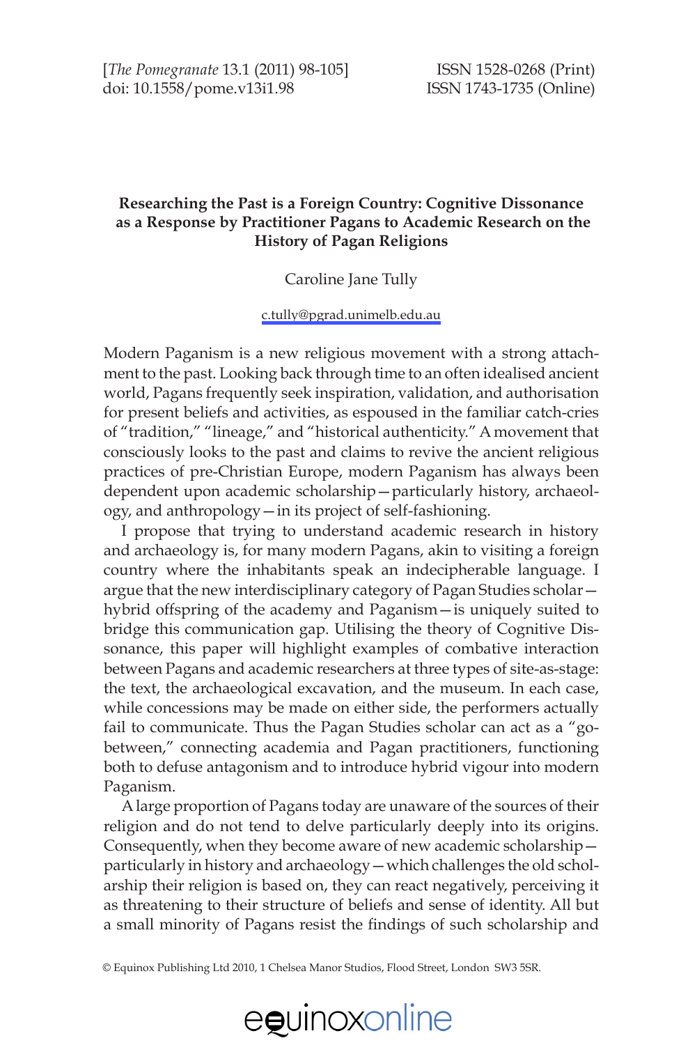**Researching the Past is a Foreign Country: Cognitive Dissonance as a Response by Practitioner Pagans to Academic Research on the History of Pagan Religions**

Caroline Jane Tully

c.tully@pgrad.unimelb.edu.au

Modern Paganism is a new religious movement with a strong attachment to the past. Looking back through time to an often idealised ancient world, Pagans frequently seek inspiration, validation, and authorisation for present beliefs and activities, as espoused in the familiar catch-cries of "tradition," "lineage," and "historical authenticity." A movement that consciously looks to the past and claims to revive the ancient religious practices of pre-Christian Europe, modern Paganism has always been dependent upon academic scholarship—particularly history, archaeology, and anthropology—in its project of self-fashioning.

I propose that trying to understand academic research in history and archaeology is, for many modern Pagans, akin to visiting a foreign country where the inhabitants speak an indecipherable language. I argue that the new interdisciplinary category of Pagan Studies scholar—hybrid offspring of the academy and Paganism—is uniquely suited to bridge this communication gap. Utilising the theory of Cognitive Dissonance, this paper will highlight examples of combative interaction between Pagans and academic researchers at three types of site-as-stage: the text, the archaeological excavation, and the museum. In each case, while concessions may be made on either side, the performers actually fail to communicate. Thus the Pagan Studies scholar can act as a "go-between," connecting academia and Pagan practitioners, functioning both to defuse antagonism and to introduce hybrid vigour into modern Paganism.

A large proportion of Pagans today are unaware of the sources of their religion and do not tend to delve particularly deeply into its origins. Consequently, when they become aware of new academic scholarship—particularly in history and archaeology—which challenges the old scholarship their religion is based on, they can react negatively, perceiving it as threatening to their structure of beliefs and sense of identity. All but a small minority of Pagans resist the findings of such scholarship and

© Equinox Publishing Ltd 2010, 1 Chelsea Manor Studios, Flood Street, London SW3 5SR.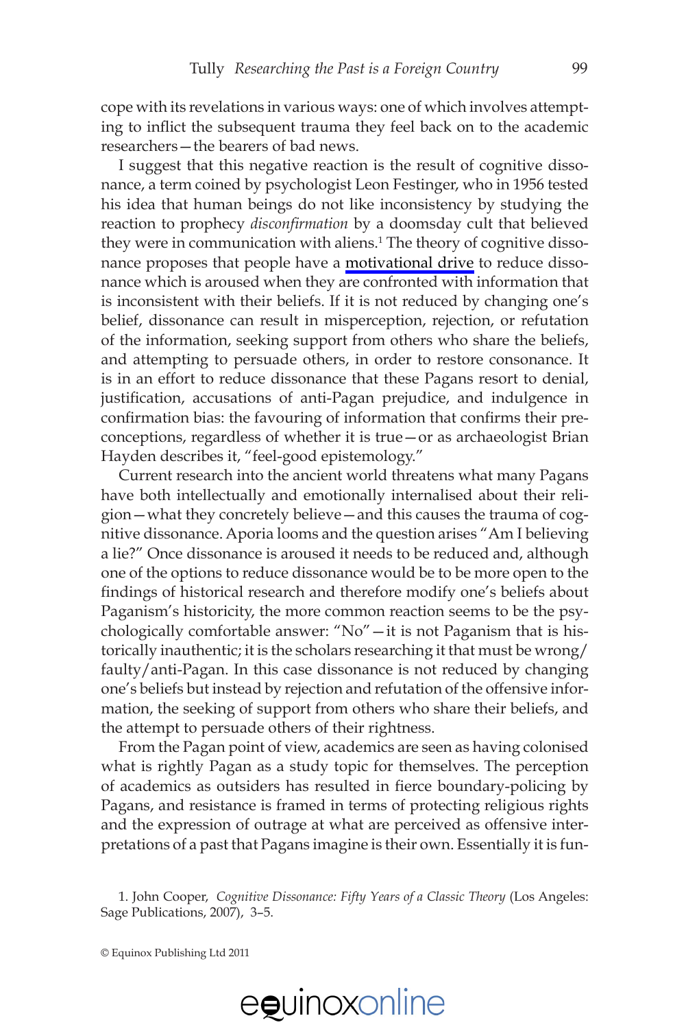cope with its revelations in various ways: one of which involves attempting to inflict the subsequent trauma they feel back on to the academic researchers—the bearers of bad news.

I suggest that this negative reaction is the result of cognitive dissonance, a term coined by psychologist Leon Festinger, who in 1956 tested his idea that human beings do not like inconsistency by studying the reaction to prophecy *disconfirmation* by a doomsday cult that believed they were in communication with aliens.[1] The theory of cognitive dissonance proposes that people have a motivational drive to reduce dissonance which is aroused when they are confronted with information that is inconsistent with their beliefs. If it is not reduced by changing one's belief, dissonance can result in misperception, rejection, or refutation of the information, seeking support from others who share the beliefs, and attempting to persuade others, in order to restore consonance. It is in an effort to reduce dissonance that these Pagans resort to denial, justification, accusations of anti-Pagan prejudice, and indulgence in confirmation bias: the favouring of information that confirms their preconceptions, regardless of whether it is true—or as archaeologist Brian Hayden describes it, "feel-good epistemology."

Current research into the ancient world threatens what many Pagans have both intellectually and emotionally internalised about their religion—what they concretely believe—and this causes the trauma of cognitive dissonance. Aporia looms and the question arises "Am I believing a lie?" Once dissonance is aroused it needs to be reduced and, although one of the options to reduce dissonance would be to be more open to the findings of historical research and therefore modify one's beliefs about Paganism's historicity, the more common reaction seems to be the psychologically comfortable answer: "No"—it is not Paganism that is historically inauthentic; it is the scholars researching it that must be wrong/faulty/anti-Pagan. In this case dissonance is not reduced by changing one's beliefs but instead by rejection and refutation of the offensive information, the seeking of support from others who share their beliefs, and the attempt to persuade others of their rightness.

From the Pagan point of view, academics are seen as having colonised what is rightly Pagan as a study topic for themselves. The perception of academics as outsiders has resulted in fierce boundary-policing by Pagans, and resistance is framed in terms of protecting religious rights and the expression of outrage at what are perceived as offensive interpretations of a past that Pagans imagine is their own. Essentially it is fun-

1. John Cooper, *Cognitive Dissonance: Fifty Years of a Classic Theory* (Los Angeles: Sage Publications, 2007), 3–5.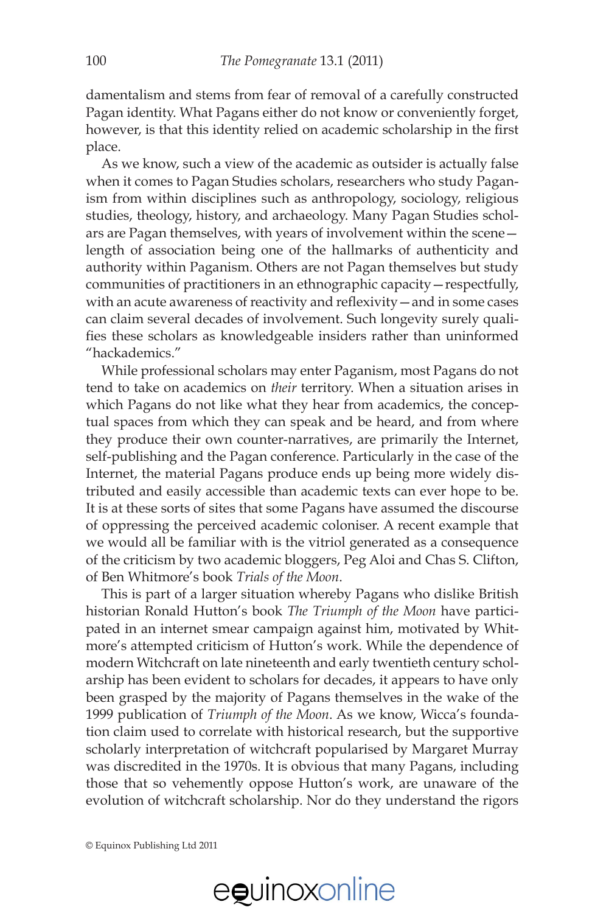damentalism and stems from fear of removal of a carefully constructed Pagan identity. What Pagans either do not know or conveniently forget, however, is that this identity relied on academic scholarship in the first place.

As we know, such a view of the academic as outsider is actually false when it comes to Pagan Studies scholars, researchers who study Paganism from within disciplines such as anthropology, sociology, religious studies, theology, history, and archaeology. Many Pagan Studies scholars are Pagan themselves, with years of involvement within the scene—length of association being one of the hallmarks of authenticity and authority within Paganism. Others are not Pagan themselves but study communities of practitioners in an ethnographic capacity—respectfully, with an acute awareness of reactivity and reflexivity—and in some cases can claim several decades of involvement. Such longevity surely qualifies these scholars as knowledgeable insiders rather than uninformed "hackademics."

While professional scholars may enter Paganism, most Pagans do not tend to take on academics on *their* territory. When a situation arises in which Pagans do not like what they hear from academics, the conceptual spaces from which they can speak and be heard, and from where they produce their own counter-narratives, are primarily the Internet, self-publishing and the Pagan conference. Particularly in the case of the Internet, the material Pagans produce ends up being more widely distributed and easily accessible than academic texts can ever hope to be. It is at these sorts of sites that some Pagans have assumed the discourse of oppressing the perceived academic coloniser. A recent example that we would all be familiar with is the vitriol generated as a consequence of the criticism by two academic bloggers, Peg Aloi and Chas S. Clifton, of Ben Whitmore's book *Trials of the Moon*.

This is part of a larger situation whereby Pagans who dislike British historian Ronald Hutton's book *The Triumph of the Moon* have participated in an internet smear campaign against him, motivated by Whitmore's attempted criticism of Hutton's work. While the dependence of modern Witchcraft on late nineteenth and early twentieth century scholarship has been evident to scholars for decades, it appears to have only been grasped by the majority of Pagans themselves in the wake of the 1999 publication of *Triumph of the Moon*. As we know, Wicca's foundation claim used to correlate with historical research, but the supportive scholarly interpretation of witchcraft popularised by Margaret Murray was discredited in the 1970s. It is obvious that many Pagans, including those that so vehemently oppose Hutton's work, are unaware of the evolution of witchcraft scholarship. Nor do they understand the rigors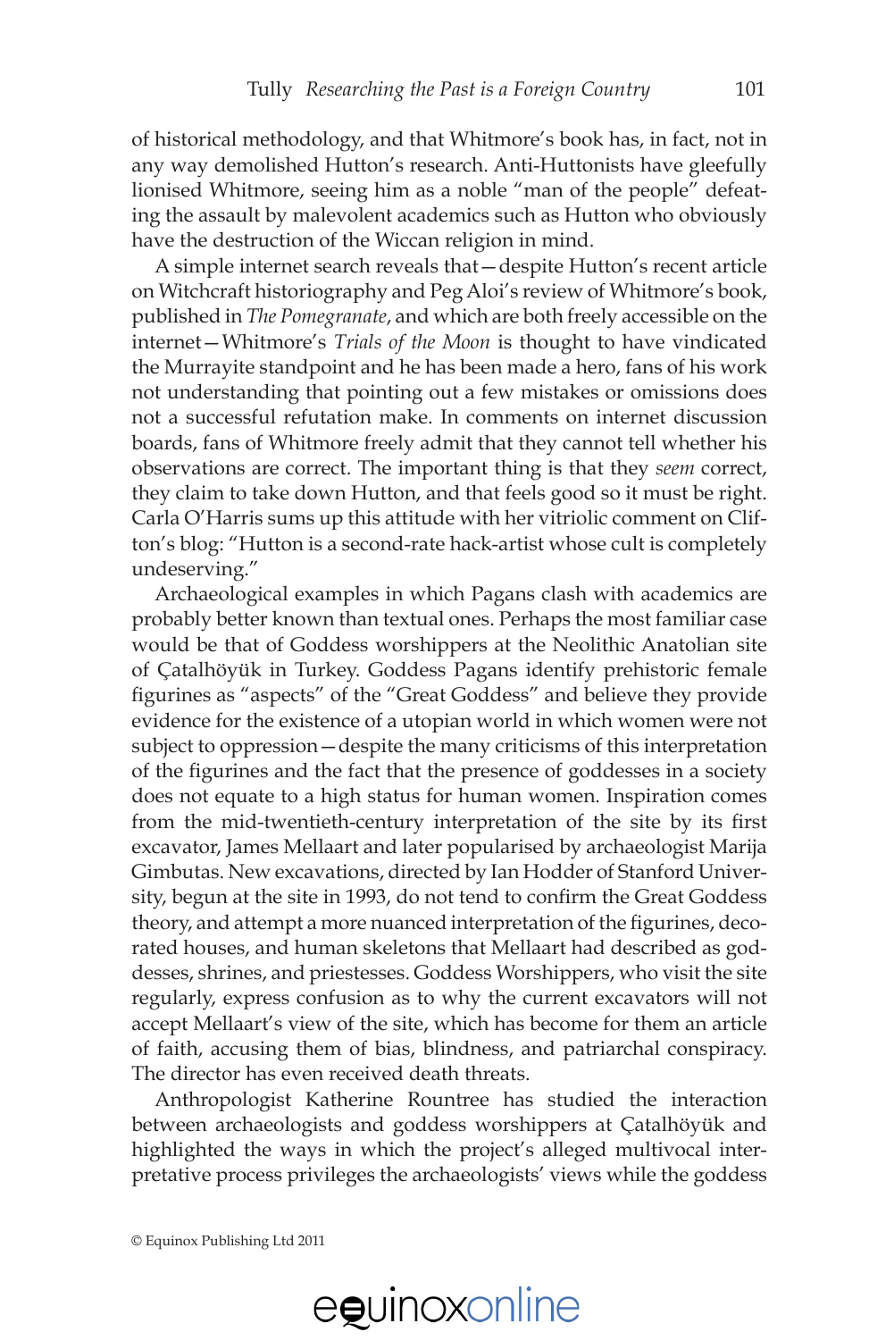of historical methodology, and that Whitmore's book has, in fact, not in any way demolished Hutton's research. Anti-Huttonists have gleefully lionised Whitmore, seeing him as a noble "man of the people" defeating the assault by malevolent academics such as Hutton who obviously have the destruction of the Wiccan religion in mind.

A simple internet search reveals that—despite Hutton's recent article on Witchcraft historiography and Peg Aloi's review of Whitmore's book, published in *The Pomegranate*, and which are both freely accessible on the internet—Whitmore's *Trials of the Moon* is thought to have vindicated the Murrayite standpoint and he has been made a hero, fans of his work not understanding that pointing out a few mistakes or omissions does not a successful refutation make. In comments on internet discussion boards, fans of Whitmore freely admit that they cannot tell whether his observations are correct. The important thing is that they *seem* correct, they claim to take down Hutton, and that feels good so it must be right. Carla O'Harris sums up this attitude with her vitriolic comment on Clifton's blog: "Hutton is a second-rate hack-artist whose cult is completely undeserving."

Archaeological examples in which Pagans clash with academics are probably better known than textual ones. Perhaps the most familiar case would be that of Goddess worshippers at the Neolithic Anatolian site of Çatalhöyük in Turkey. Goddess Pagans identify prehistoric female figurines as "aspects" of the "Great Goddess" and believe they provide evidence for the existence of a utopian world in which women were not subject to oppression—despite the many criticisms of this interpretation of the figurines and the fact that the presence of goddesses in a society does not equate to a high status for human women. Inspiration comes from the mid-twentieth-century interpretation of the site by its first excavator, James Mellaart and later popularised by archaeologist Marija Gimbutas. New excavations, directed by Ian Hodder of Stanford University, begun at the site in 1993, do not tend to confirm the Great Goddess theory, and attempt a more nuanced interpretation of the figurines, decorated houses, and human skeletons that Mellaart had described as goddesses, shrines, and priestesses. Goddess Worshippers, who visit the site regularly, express confusion as to why the current excavators will not accept Mellaart's view of the site, which has become for them an article of faith, accusing them of bias, blindness, and patriarchal conspiracy. The director has even received death threats.

Anthropologist Katherine Rountree has studied the interaction between archaeologists and goddess worshippers at Çatalhöyük and highlighted the ways in which the project's alleged multivocal interpretative process privileges the archaeologists' views while the goddess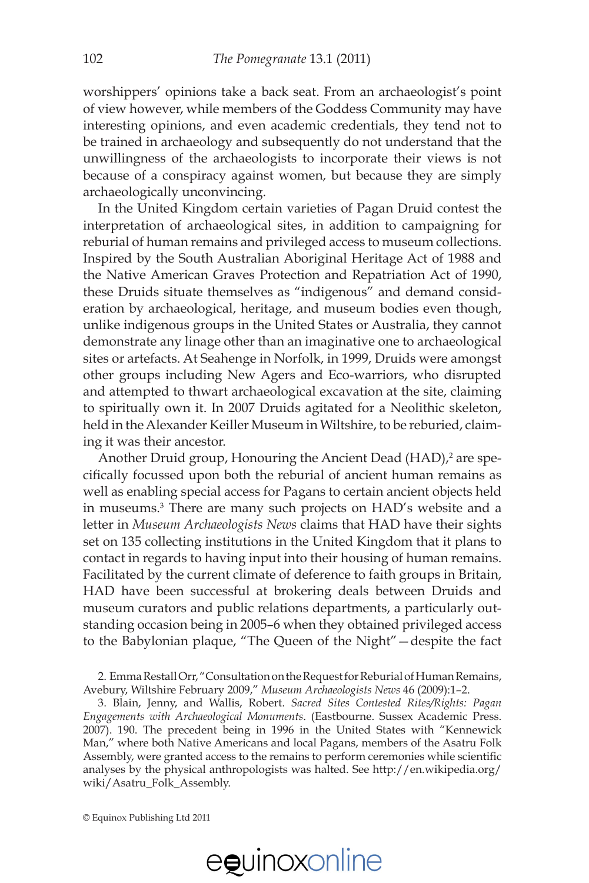worshippers' opinions take a back seat. From an archaeologist's point of view however, while members of the Goddess Community may have interesting opinions, and even academic credentials, they tend not to be trained in archaeology and subsequently do not understand that the unwillingness of the archaeologists to incorporate their views is not because of a conspiracy against women, but because they are simply archaeologically unconvincing.

In the United Kingdom certain varieties of Pagan Druid contest the interpretation of archaeological sites, in addition to campaigning for reburial of human remains and privileged access to museum collections. Inspired by the South Australian Aboriginal Heritage Act of 1988 and the Native American Graves Protection and Repatriation Act of 1990, these Druids situate themselves as "indigenous" and demand consideration by archaeological, heritage, and museum bodies even though, unlike indigenous groups in the United States or Australia, they cannot demonstrate any linage other than an imaginative one to archaeological sites or artefacts. At Seahenge in Norfolk, in 1999, Druids were amongst other groups including New Agers and Eco-warriors, who disrupted and attempted to thwart archaeological excavation at the site, claiming to spiritually own it. In 2007 Druids agitated for a Neolithic skeleton, held in the Alexander Keiller Museum in Wiltshire, to be reburied, claiming it was their ancestor.

Another Druid group, Honouring the Ancient Dead (HAD),[2] are specifically focussed upon both the reburial of ancient human remains as well as enabling special access for Pagans to certain ancient objects held in museums.[3] There are many such projects on HAD's website and a letter in *Museum Archaeologists News* claims that HAD have their sights set on 135 collecting institutions in the United Kingdom that it plans to contact in regards to having input into their housing of human remains. Facilitated by the current climate of deference to faith groups in Britain, HAD have been successful at brokering deals between Druids and museum curators and public relations departments, a particularly outstanding occasion being in 2005–6 when they obtained privileged access to the Babylonian plaque, "The Queen of the Night"—despite the fact

2. Emma Restall Orr, "Consultation on the Request for Reburial of Human Remains, Avebury, Wiltshire February 2009," *Museum Archaeologists News* 46 (2009):1–2.

3. Blain, Jenny, and Wallis, Robert. *Sacred Sites Contested Rites/Rights: Pagan Engagements with Archaeological Monuments*. (Eastbourne. Sussex Academic Press. 2007). 190. The precedent being in 1996 in the United States with "Kennewick Man," where both Native Americans and local Pagans, members of the Asatru Folk Assembly, were granted access to the remains to perform ceremonies while scientific analyses by the physical anthropologists was halted. See http://en.wikipedia.org/wiki/Asatru_Folk_Assembly.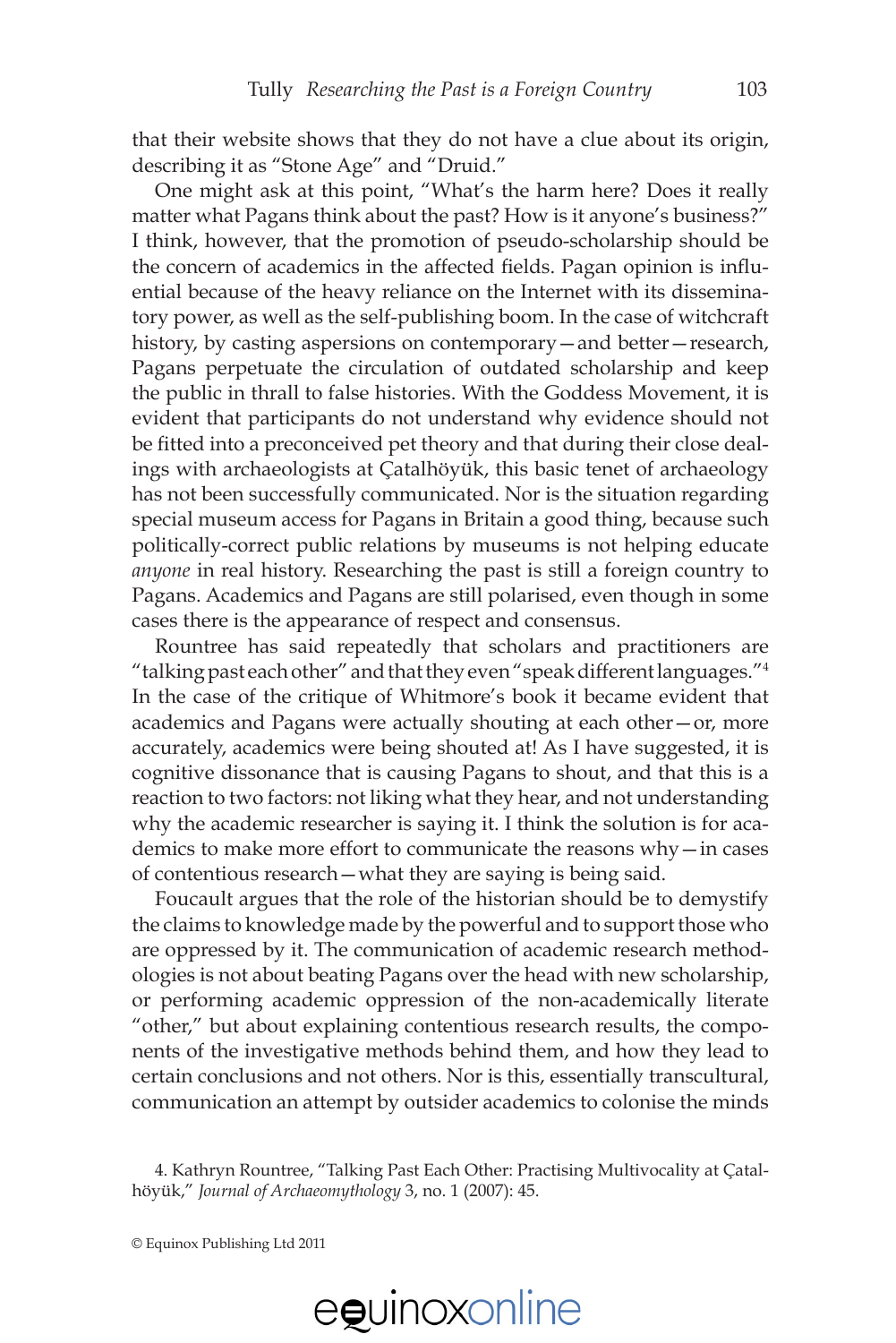that their website shows that they do not have a clue about its origin, describing it as "Stone Age" and "Druid."

One might ask at this point, "What's the harm here? Does it really matter what Pagans think about the past? How is it anyone's business?" I think, however, that the promotion of pseudo-scholarship should be the concern of academics in the affected fields. Pagan opinion is influential because of the heavy reliance on the Internet with its disseminatory power, as well as the self-publishing boom. In the case of witchcraft history, by casting aspersions on contemporary—and better—research, Pagans perpetuate the circulation of outdated scholarship and keep the public in thrall to false histories. With the Goddess Movement, it is evident that participants do not understand why evidence should not be fitted into a preconceived pet theory and that during their close dealings with archaeologists at Çatalhöyük, this basic tenet of archaeology has not been successfully communicated. Nor is the situation regarding special museum access for Pagans in Britain a good thing, because such politically-correct public relations by museums is not helping educate *anyone* in real history. Researching the past is still a foreign country to Pagans. Academics and Pagans are still polarised, even though in some cases there is the appearance of respect and consensus.

Rountree has said repeatedly that scholars and practitioners are "talking past each other" and that they even "speak different languages."[4] In the case of the critique of Whitmore's book it became evident that academics and Pagans were actually shouting at each other—or, more accurately, academics were being shouted at! As I have suggested, it is cognitive dissonance that is causing Pagans to shout, and that this is a reaction to two factors: not liking what they hear, and not understanding why the academic researcher is saying it. I think the solution is for academics to make more effort to communicate the reasons why—in cases of contentious research—what they are saying is being said.

Foucault argues that the role of the historian should be to demystify the claims to knowledge made by the powerful and to support those who are oppressed by it. The communication of academic research methodologies is not about beating Pagans over the head with new scholarship, or performing academic oppression of the non-academically literate "other," but about explaining contentious research results, the components of the investigative methods behind them, and how they lead to certain conclusions and not others. Nor is this, essentially transcultural, communication an attempt by outsider academics to colonise the minds

4. Kathryn Rountree, "Talking Past Each Other: Practising Multivocality at Çatalhöyük," *Journal of Archaeomythology* 3, no. 1 (2007): 45.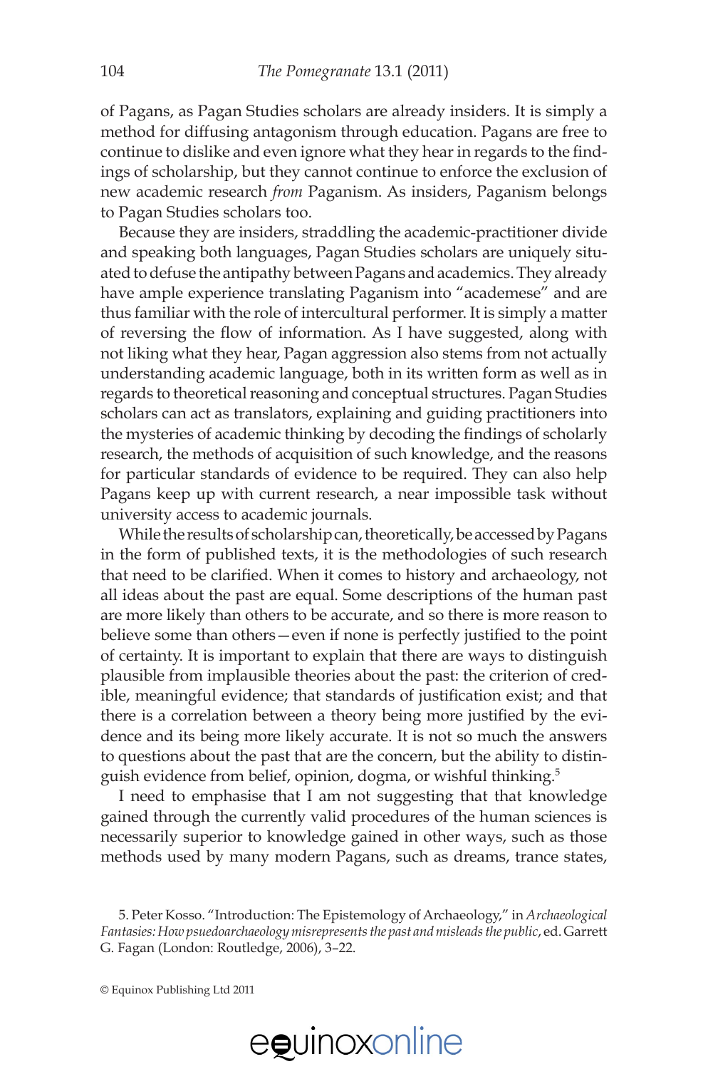of Pagans, as Pagan Studies scholars are already insiders. It is simply a method for diffusing antagonism through education. Pagans are free to continue to dislike and even ignore what they hear in regards to the findings of scholarship, but they cannot continue to enforce the exclusion of new academic research *from* Paganism. As insiders, Paganism belongs to Pagan Studies scholars too.

Because they are insiders, straddling the academic-practitioner divide and speaking both languages, Pagan Studies scholars are uniquely situated to defuse the antipathy between Pagans and academics. They already have ample experience translating Paganism into "academese" and are thus familiar with the role of intercultural performer. It is simply a matter of reversing the flow of information. As I have suggested, along with not liking what they hear, Pagan aggression also stems from not actually understanding academic language, both in its written form as well as in regards to theoretical reasoning and conceptual structures. Pagan Studies scholars can act as translators, explaining and guiding practitioners into the mysteries of academic thinking by decoding the findings of scholarly research, the methods of acquisition of such knowledge, and the reasons for particular standards of evidence to be required. They can also help Pagans keep up with current research, a near impossible task without university access to academic journals.

While the results of scholarship can, theoretically, be accessed by Pagans in the form of published texts, it is the methodologies of such research that need to be clarified. When it comes to history and archaeology, not all ideas about the past are equal. Some descriptions of the human past are more likely than others to be accurate, and so there is more reason to believe some than others—even if none is perfectly justified to the point of certainty. It is important to explain that there are ways to distinguish plausible from implausible theories about the past: the criterion of credible, meaningful evidence; that standards of justification exist; and that there is a correlation between a theory being more justified by the evidence and its being more likely accurate. It is not so much the answers to questions about the past that are the concern, but the ability to distinguish evidence from belief, opinion, dogma, or wishful thinking.[5]

I need to emphasise that I am not suggesting that that knowledge gained through the currently valid procedures of the human sciences is necessarily superior to knowledge gained in other ways, such as those methods used by many modern Pagans, such as dreams, trance states,

5. Peter Kosso. "Introduction: The Epistemology of Archaeology," in *Archaeological Fantasies: How psuedoarchaeology misrepresents the past and misleads the public*, ed. Garrett G. Fagan (London: Routledge, 2006), 3–22.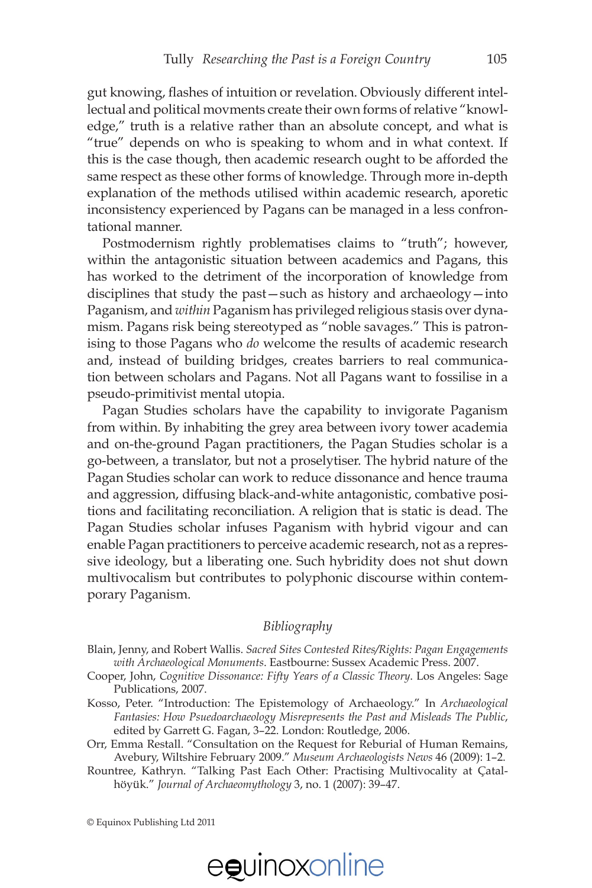gut knowing, flashes of intuition or revelation. Obviously different intellectual and political movments create their own forms of relative "knowledge," truth is a relative rather than an absolute concept, and what is "true" depends on who is speaking to whom and in what context. If this is the case though, then academic research ought to be afforded the same respect as these other forms of knowledge. Through more in-depth explanation of the methods utilised within academic research, aporetic inconsistency experienced by Pagans can be managed in a less confrontational manner.

Postmodernism rightly problematises claims to "truth"; however, within the antagonistic situation between academics and Pagans, this has worked to the detriment of the incorporation of knowledge from disciplines that study the past—such as history and archaeology—into Paganism, and *within* Paganism has privileged religious stasis over dynamism. Pagans risk being stereotyped as "noble savages." This is patronising to those Pagans who *do* welcome the results of academic research and, instead of building bridges, creates barriers to real communication between scholars and Pagans. Not all Pagans want to fossilise in a pseudo-primitivist mental utopia.

Pagan Studies scholars have the capability to invigorate Paganism from within. By inhabiting the grey area between ivory tower academia and on-the-ground Pagan practitioners, the Pagan Studies scholar is a go-between, a translator, but not a proselytiser. The hybrid nature of the Pagan Studies scholar can work to reduce dissonance and hence trauma and aggression, diffusing black-and-white antagonistic, combative positions and facilitating reconciliation. A religion that is static is dead. The Pagan Studies scholar infuses Paganism with hybrid vigour and can enable Pagan practitioners to perceive academic research, not as a repressive ideology, but a liberating one. Such hybridity does not shut down multivocalism but contributes to polyphonic discourse within contemporary Paganism.

## *Bibliography*

Blain, Jenny, and Robert Wallis. *Sacred Sites Contested Rites/Rights: Pagan Engagements with Archaeological Monuments*. Eastbourne: Sussex Academic Press. 2007.

Cooper, John, *Cognitive Dissonance: Fifty Years of a Classic Theory*. Los Angeles: Sage Publications, 2007.

Kosso, Peter. "Introduction: The Epistemology of Archaeology." In *Archaeological Fantasies: How Psuedoarchaeology Misrepresents the Past and Misleads The Public*, edited by Garrett G. Fagan, 3–22. London: Routledge, 2006.

Orr, Emma Restall. "Consultation on the Request for Reburial of Human Remains, Avebury, Wiltshire February 2009." *Museum Archaeologists News* 46 (2009): 1–2.

Rountree, Kathryn. "Talking Past Each Other: Practising Multivocality at Çatalhöyük." *Journal of Archaeomythology* 3, no. 1 (2007): 39–47.

© Equinox Publishing Ltd 2011